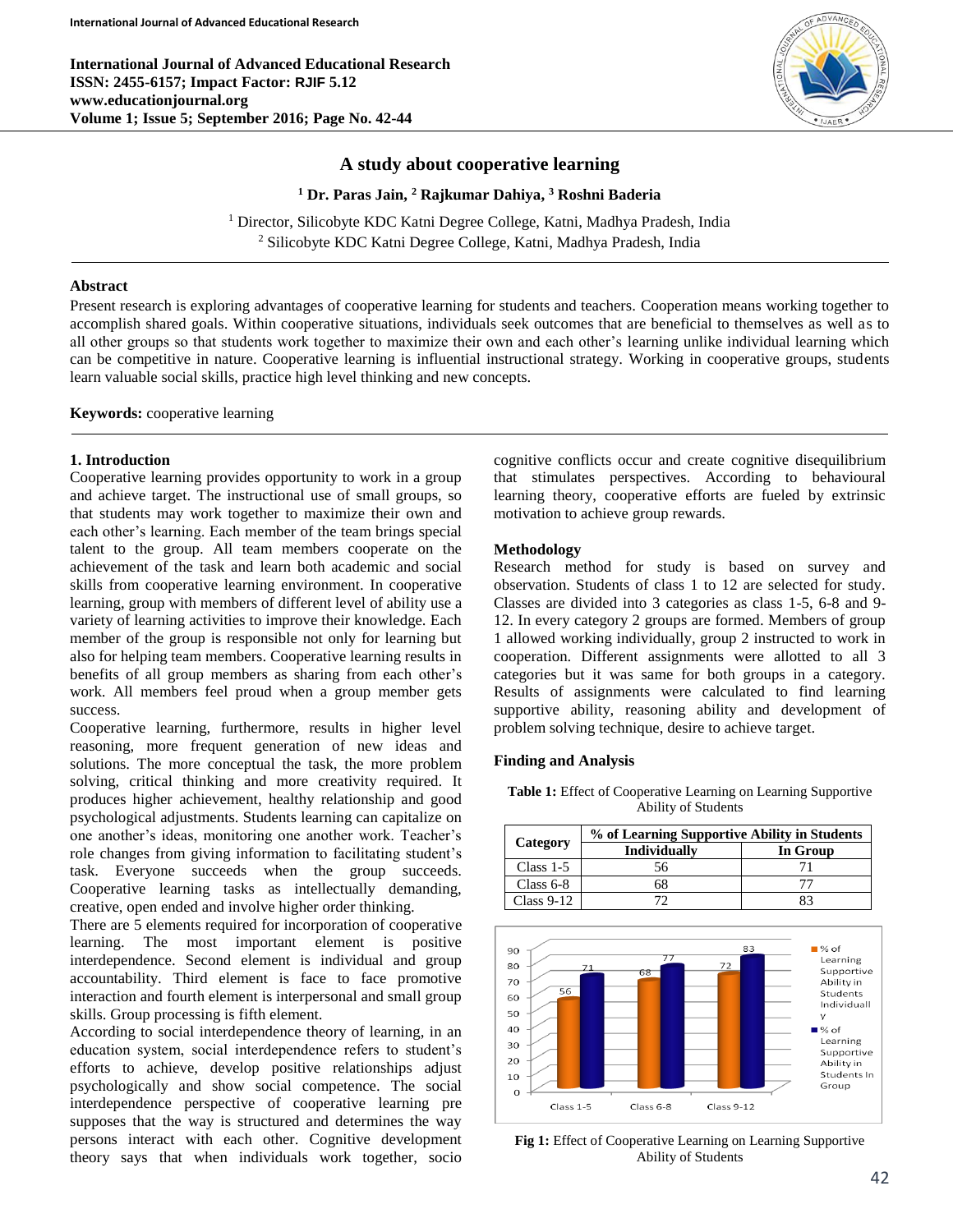# A study about cooperative learning

**[1] Dr. Paras Jain, [2] Rajkumar Dahiya, [3] Roshni Baderia**

[1] Director, Silicobyte KDC Katni Degree College, Katni, Madhya Pradesh, India
[2] Silicobyte KDC Katni Degree College, Katni, Madhya Pradesh, India

## Abstract

Present research is exploring advantages of cooperative learning for students and teachers. Cooperation means working together to accomplish shared goals. Within cooperative situations, individuals seek outcomes that are beneficial to themselves as well as to all other groups so that students work together to maximize their own and each other's learning unlike individual learning which can be competitive in nature. Cooperative learning is influential instructional strategy. Working in cooperative groups, students learn valuable social skills, practice high level thinking and new concepts.

**Keywords:** cooperative learning

## 1. Introduction

Cooperative learning provides opportunity to work in a group and achieve target. The instructional use of small groups, so that students may work together to maximize their own and each other's learning. Each member of the team brings special talent to the group. All team members cooperate on the achievement of the task and learn both academic and social skills from cooperative learning environment. In cooperative learning, group with members of different level of ability use a variety of learning activities to improve their knowledge. Each member of the group is responsible not only for learning but also for helping team members. Cooperative learning results in benefits of all group members as sharing from each other's work. All members feel proud when a group member gets success.

Cooperative learning, furthermore, results in higher level reasoning, more frequent generation of new ideas and solutions. The more conceptual the task, the more problem solving, critical thinking and more creativity required. It produces higher achievement, healthy relationship and good psychological adjustments. Students learning can capitalize on one another's ideas, monitoring one another work. Teacher's role changes from giving information to facilitating student's task. Everyone succeeds when the group succeeds. Cooperative learning tasks as intellectually demanding, creative, open ended and involve higher order thinking.

There are 5 elements required for incorporation of cooperative learning. The most important element is positive interdependence. Second element is individual and group accountability. Third element is face to face promotive interaction and fourth element is interpersonal and small group skills. Group processing is fifth element.

According to social interdependence theory of learning, in an education system, social interdependence refers to student's efforts to achieve, develop positive relationships adjust psychologically and show social competence. The social interdependence perspective of cooperative learning pre supposes that the way is structured and determines the way persons interact with each other. Cognitive development theory says that when individuals work together, socio cognitive conflicts occur and create cognitive disequilibrium that stimulates perspectives. According to behavioural learning theory, cooperative efforts are fueled by extrinsic motivation to achieve group rewards.

## Methodology

Research method for study is based on survey and observation. Students of class 1 to 12 are selected for study. Classes are divided into 3 categories as class 1-5, 6-8 and 9-12. In every category 2 groups are formed. Members of group 1 allowed working individually, group 2 instructed to work in cooperation. Different assignments were allotted to all 3 categories but it was same for both groups in a category. Results of assignments were calculated to find learning supportive ability, reasoning ability and development of problem solving technique, desire to achieve target.

## Finding and Analysis

**Table 1:** Effect of Cooperative Learning on Learning Supportive Ability of Students

| Category | % of Learning Supportive Ability in Students | |
|---|---|---|
| | Individually | In Group |
| Class 1-5 | 56 | 71 |
| Class 6-8 | 68 | 77 |
| Class 9-12 | 72 | 83 |

**Fig 1:** Effect of Cooperative Learning on Learning Supportive Ability of Students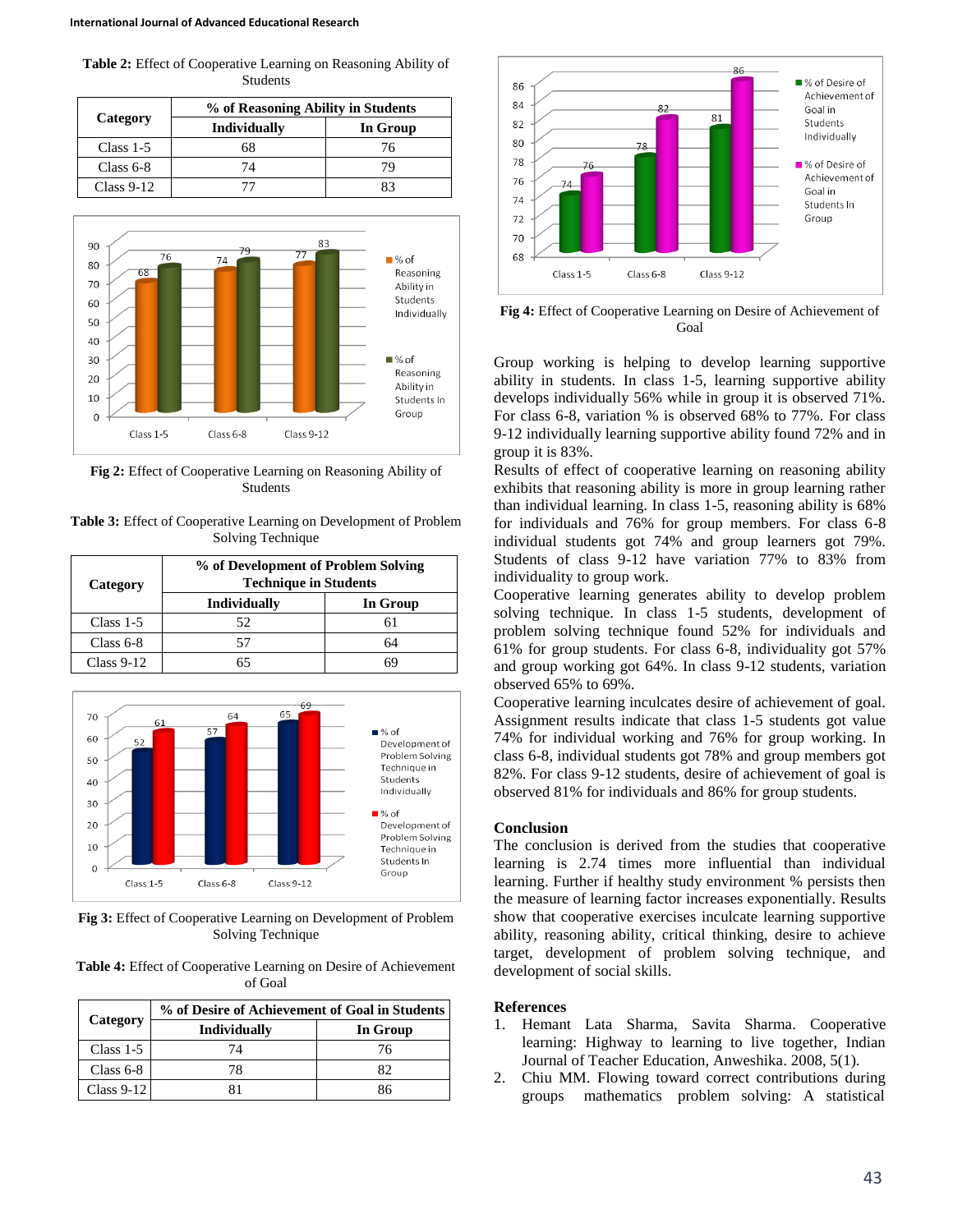**Table 2:** Effect of Cooperative Learning on Reasoning Ability of Students

| Category | % of Reasoning Ability in Students | |
|---|---|---|
| | Individually | In Group |
| Class 1-5 | 68 | 76 |
| Class 6-8 | 74 | 79 |
| Class 9-12 | 77 | 83 |

**Fig 2:** Effect of Cooperative Learning on Reasoning Ability of Students

**Table 3:** Effect of Cooperative Learning on Development of Problem Solving Technique

| Category | % of Development of Problem Solving Technique in Students | |
|---|---|---|
| | Individually | In Group |
| Class 1-5 | 52 | 61 |
| Class 6-8 | 57 | 64 |
| Class 9-12 | 65 | 69 |

**Fig 3:** Effect of Cooperative Learning on Development of Problem Solving Technique

**Table 4:** Effect of Cooperative Learning on Desire of Achievement of Goal

| Category | % of Desire of Achievement of Goal in Students | |
|---|---|---|
| | Individually | In Group |
| Class 1-5 | 74 | 76 |
| Class 6-8 | 78 | 82 |
| Class 9-12 | 81 | 86 |

**Fig 4:** Effect of Cooperative Learning on Desire of Achievement of Goal

Group working is helping to develop learning supportive ability in students. In class 1-5, learning supportive ability develops individually 56% while in group it is observed 71%. For class 6-8, variation % is observed 68% to 77%. For class 9-12 individually learning supportive ability found 72% and in group it is 83%.

Results of effect of cooperative learning on reasoning ability exhibits that reasoning ability is more in group learning rather than individual learning. In class 1-5, reasoning ability is 68% for individuals and 76% for group members. For class 6-8 individual students got 74% and group learners got 79%. Students of class 9-12 have variation 77% to 83% from individuality to group work.

Cooperative learning generates ability to develop problem solving technique. In class 1-5 students, development of problem solving technique found 52% for individuals and 61% for group students. For class 6-8, individuality got 57% and group working got 64%. In class 9-12 students, variation observed 65% to 69%.

Cooperative learning inculcates desire of achievement of goal. Assignment results indicate that class 1-5 students got value 74% for individual working and 76% for group working. In class 6-8, individual students got 78% and group members got 82%. For class 9-12 students, desire of achievement of goal is observed 81% for individuals and 86% for group students.

## Conclusion

The conclusion is derived from the studies that cooperative learning is 2.74 times more influential than individual learning. Further if healthy study environment % persists then the measure of learning factor increases exponentially. Results show that cooperative exercises inculcate learning supportive ability, reasoning ability, critical thinking, desire to achieve target, development of problem solving technique, and development of social skills.

## References

1. Hemant Lata Sharma, Savita Sharma. Cooperative learning: Highway to learning to live together, Indian Journal of Teacher Education, Anweshika. 2008, 5(1).
2. Chiu MM. Flowing toward correct contributions during groups mathematics problem solving: A statistical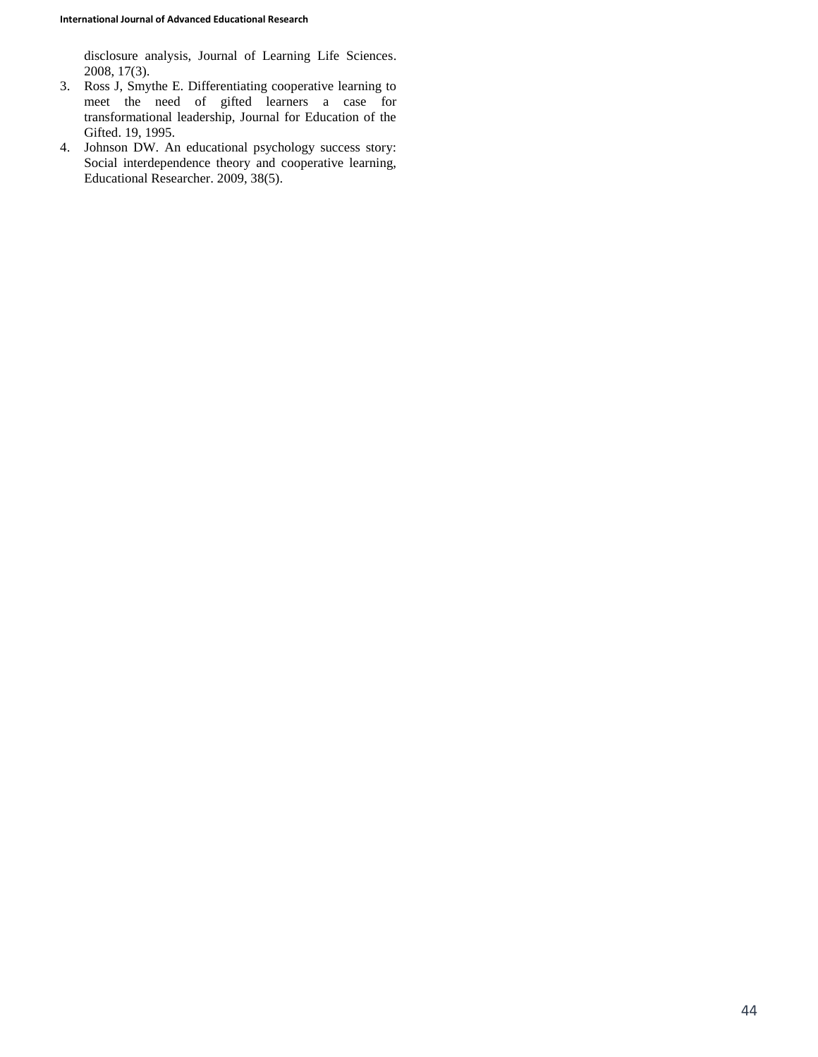disclosure analysis, Journal of Learning Life Sciences. 2008, 17(3).

3. Ross J, Smythe E. Differentiating cooperative learning to meet the need of gifted learners a case for transformational leadership, Journal for Education of the Gifted. 19, 1995.
4. Johnson DW. An educational psychology success story: Social interdependence theory and cooperative learning, Educational Researcher. 2009, 38(5).